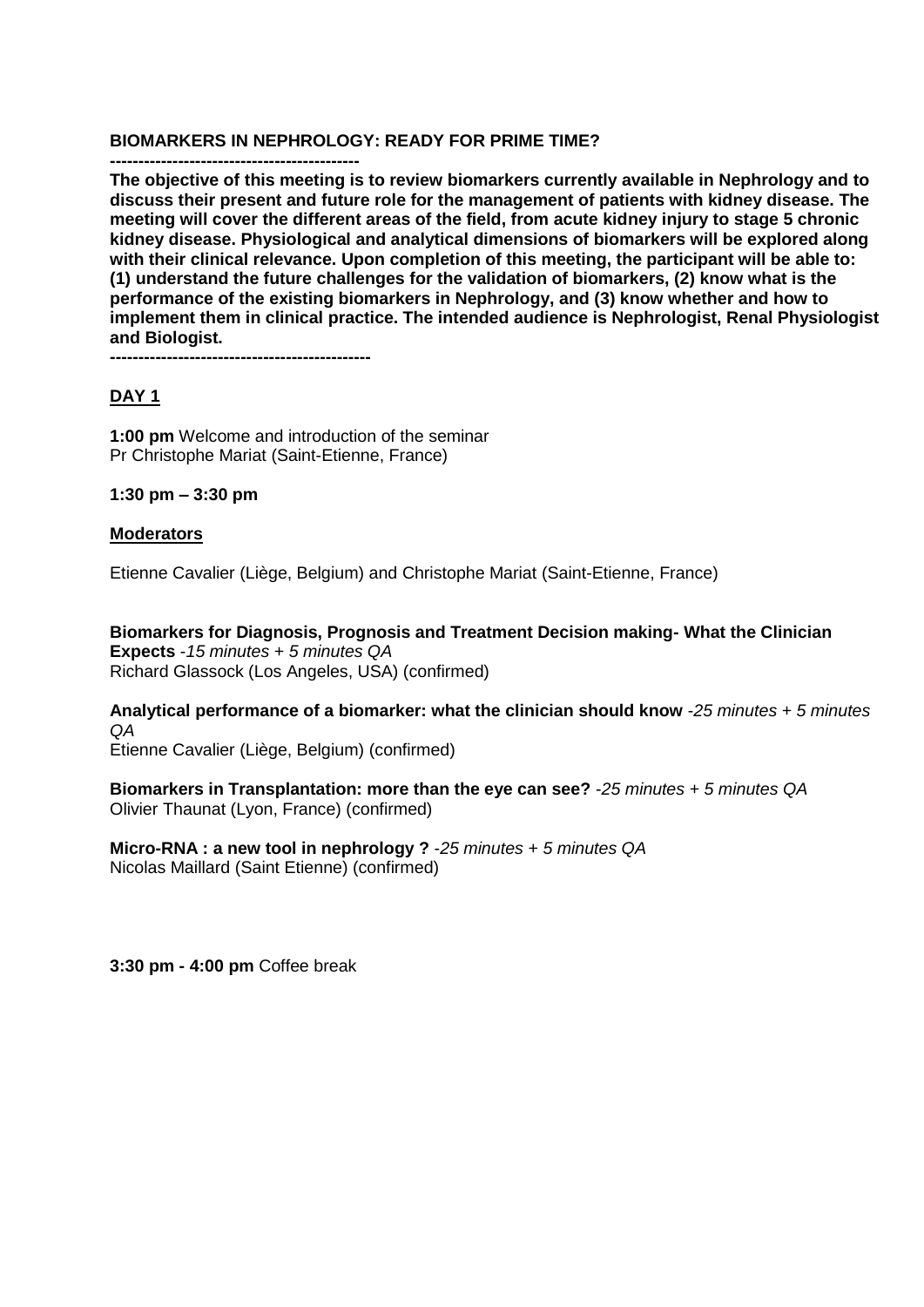**BIOMARKERS IN NEPHROLOGY: READY FOR PRIME TIME?**

**-------------------------------------------**

**The objective of this meeting is to review biomarkers currently available in Nephrology and to discuss their present and future role for the management of patients with kidney disease. The meeting will cover the different areas of the field, from acute kidney injury to stage 5 chronic kidney disease. Physiological and analytical dimensions of biomarkers will be explored along with their clinical relevance. Upon completion of this meeting, the participant will be able to: (1) understand the future challenges for the validation of biomarkers, (2) know what is the performance of the existing biomarkers in Nephrology, and (3) know whether and how to implement them in clinical practice. The intended audience is Nephrologist, Renal Physiologist and Biologist.**

**---------------------------------------------**

## DAY 1

**1:00 pm** Welcome and introduction of the seminar
Pr Christophe Mariat (Saint-Etienne, France)

**1:30 pm – 3:30 pm**

**Moderators**

Etienne Cavalier (Liège, Belgium) and Christophe Mariat (Saint-Etienne, France)

**Biomarkers for Diagnosis, Prognosis and Treatment Decision making- What the Clinician Expects** *-15 minutes + 5 minutes QA*
Richard Glassock (Los Angeles, USA) (confirmed)

**Analytical performance of a biomarker: what the clinician should know** *-25 minutes + 5 minutes QA*
Etienne Cavalier (Liège, Belgium) (confirmed)

**Biomarkers in Transplantation: more than the eye can see?** *-25 minutes + 5 minutes QA*
Olivier Thaunat (Lyon, France) (confirmed)

**Micro-RNA : a new tool in nephrology ?** *-25 minutes + 5 minutes QA*
Nicolas Maillard (Saint Etienne) (confirmed)

**3:30 pm - 4:00 pm** Coffee break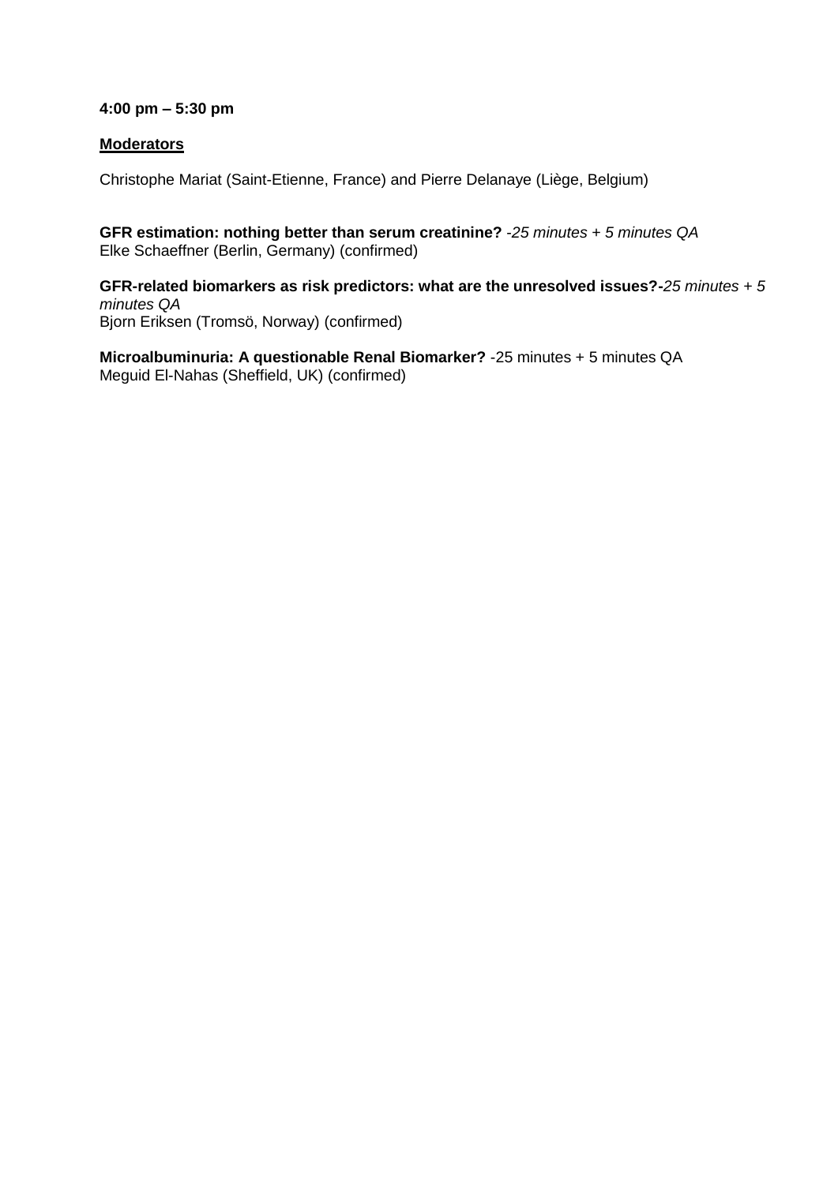**4:00 pm – 5:30 pm**

**Moderators**

Christophe Mariat (Saint-Etienne, France) and Pierre Delanaye (Liège, Belgium)

**GFR estimation: nothing better than serum creatinine?** *-25 minutes + 5 minutes QA*
Elke Schaeffner (Berlin, Germany) (confirmed)

**GFR-related biomarkers as risk predictors: what are the unresolved issues?-***25 minutes + 5 minutes QA*
Bjorn Eriksen (Tromsö, Norway) (confirmed)

**Microalbuminuria: A questionable Renal Biomarker?** -25 minutes + 5 minutes QA
Meguid El-Nahas (Sheffield, UK) (confirmed)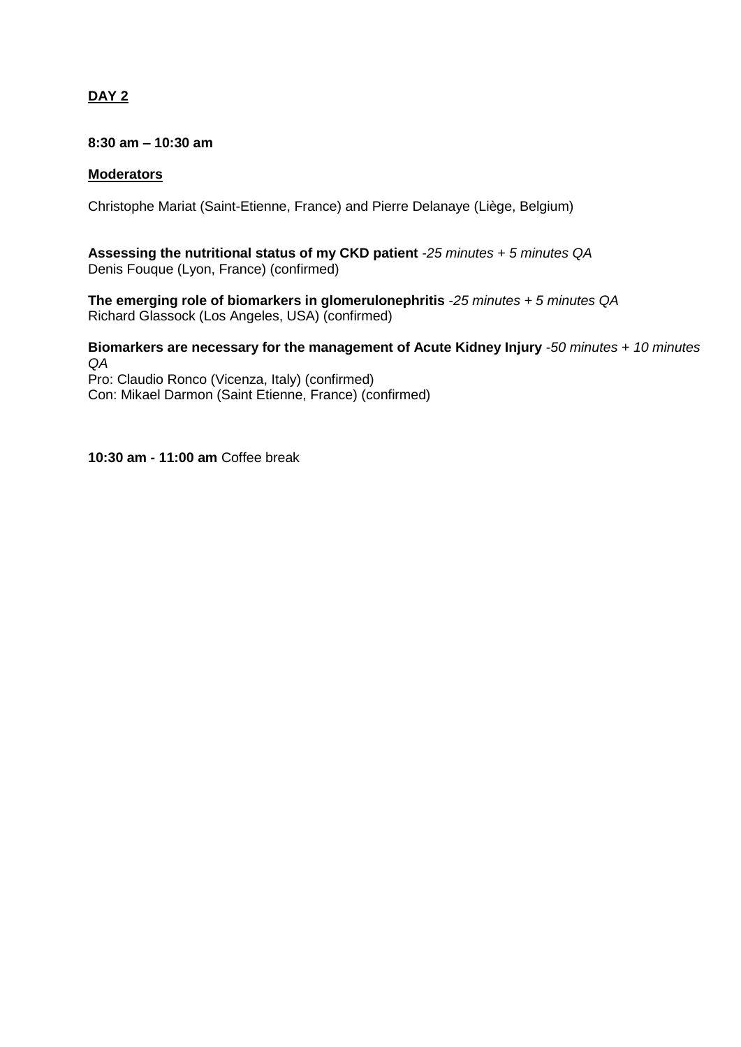**DAY 2**

**8:30 am – 10:30 am**

**Moderators**

Christophe Mariat (Saint-Etienne, France) and Pierre Delanaye (Liège, Belgium)

**Assessing the nutritional status of my CKD patient** *-25 minutes + 5 minutes QA*
Denis Fouque (Lyon, France) (confirmed)

**The emerging role of biomarkers in glomerulonephritis** *-25 minutes + 5 minutes QA*
Richard Glassock (Los Angeles, USA) (confirmed)

**Biomarkers are necessary for the management of Acute Kidney Injury** *-50 minutes + 10 minutes QA*
Pro: Claudio Ronco (Vicenza, Italy) (confirmed)
Con: Mikael Darmon (Saint Etienne, France) (confirmed)

**10:30 am - 11:00 am** Coffee break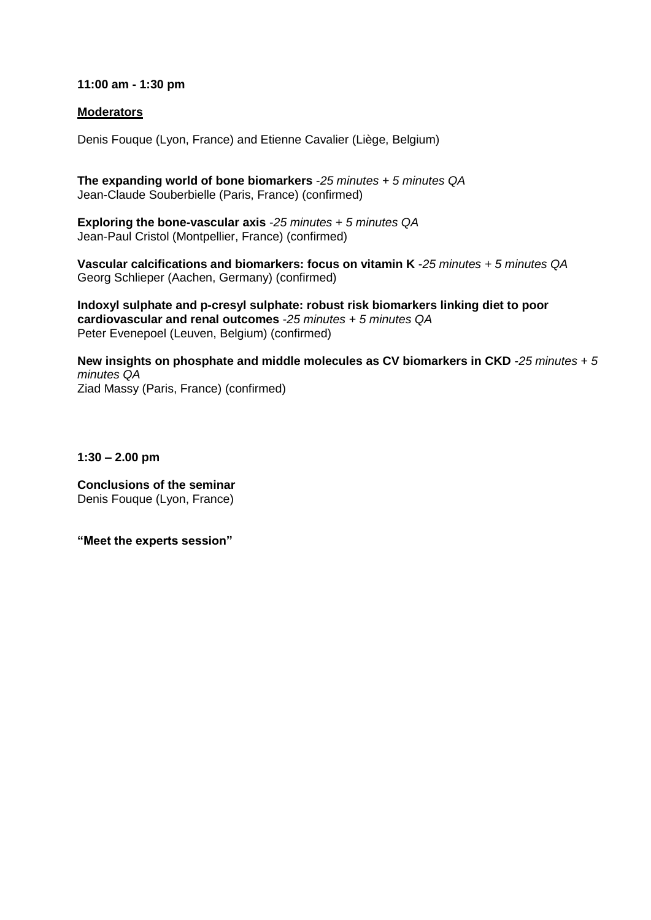**11:00 am - 1:30 pm**

**Moderators**

Denis Fouque (Lyon, France) and Etienne Cavalier (Liège, Belgium)

**The expanding world of bone biomarkers** *-25 minutes + 5 minutes QA*
Jean-Claude Souberbielle (Paris, France) (confirmed)

**Exploring the bone-vascular axis** *-25 minutes + 5 minutes QA*
Jean-Paul Cristol (Montpellier, France) (confirmed)

**Vascular calcifications and biomarkers: focus on vitamin K** *-25 minutes + 5 minutes QA*
Georg Schlieper (Aachen, Germany) (confirmed)

**Indoxyl sulphate and p-cresyl sulphate: robust risk biomarkers linking diet to poor cardiovascular and renal outcomes** *-25 minutes + 5 minutes QA*
Peter Evenepoel (Leuven, Belgium) (confirmed)

**New insights on phosphate and middle molecules as CV biomarkers in CKD** *-25 minutes + 5 minutes QA*
Ziad Massy (Paris, France) (confirmed)

**1:30 – 2.00 pm**

**Conclusions of the seminar**
Denis Fouque (Lyon, France)

**"Meet the experts session"**